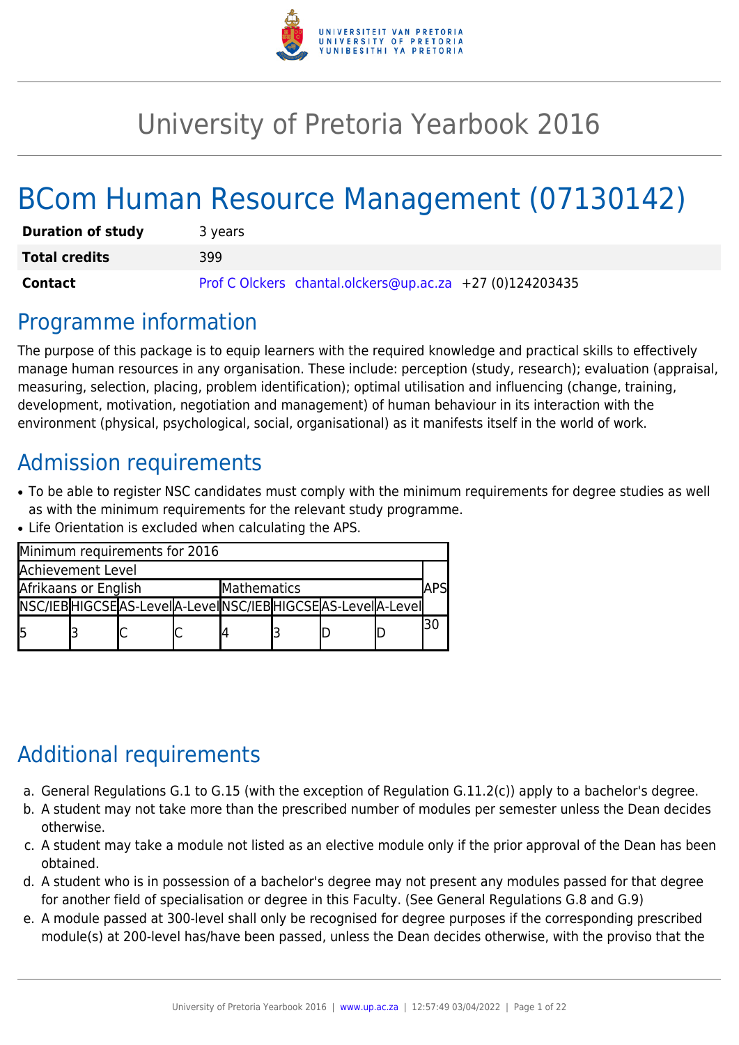# University of Pretoria Yearbook 2016

# BCom Human Resource Management (07130142)

| | |
|---|---|
| **Duration of study** | 3 years |
| **Total credits** | 399 |
| **Contact** | Prof C Olckers chantal.olckers@up.ac.za +27 (0)124203435 |

## Programme information

The purpose of this package is to equip learners with the required knowledge and practical skills to effectively manage human resources in any organisation. These include: perception (study, research); evaluation (appraisal, measuring, selection, placing, problem identification); optimal utilisation and influencing (change, training, development, motivation, negotiation and management) of human behaviour in its interaction with the environment (physical, psychological, social, organisational) as it manifests itself in the world of work.

## Admission requirements

- To be able to register NSC candidates must comply with the minimum requirements for degree studies as well as with the minimum requirements for the relevant study programme.
- Life Orientation is excluded when calculating the APS.

| Minimum requirements for 2016 | | | | | | | | |
|---|---|---|---|---|---|---|---|---|
| Achievement Level | | | | | | | | APS |
| Afrikaans or English | | | | Mathematics | | | | |
| NSC/IEB | HIGCSE | AS-Level | A-Level | NSC/IEB | HIGCSE | AS-Level | A-Level | |
| 5 | 3 | C | C | 4 | 3 | D | D | 30 |

## Additional requirements

a. General Regulations G.1 to G.15 (with the exception of Regulation G.11.2(c)) apply to a bachelor's degree.
b. A student may not take more than the prescribed number of modules per semester unless the Dean decides otherwise.
c. A student may take a module not listed as an elective module only if the prior approval of the Dean has been obtained.
d. A student who is in possession of a bachelor's degree may not present any modules passed for that degree for another field of specialisation or degree in this Faculty. (See General Regulations G.8 and G.9)
e. A module passed at 300-level shall only be recognised for degree purposes if the corresponding prescribed module(s) at 200-level has/have been passed, unless the Dean decides otherwise, with the proviso that the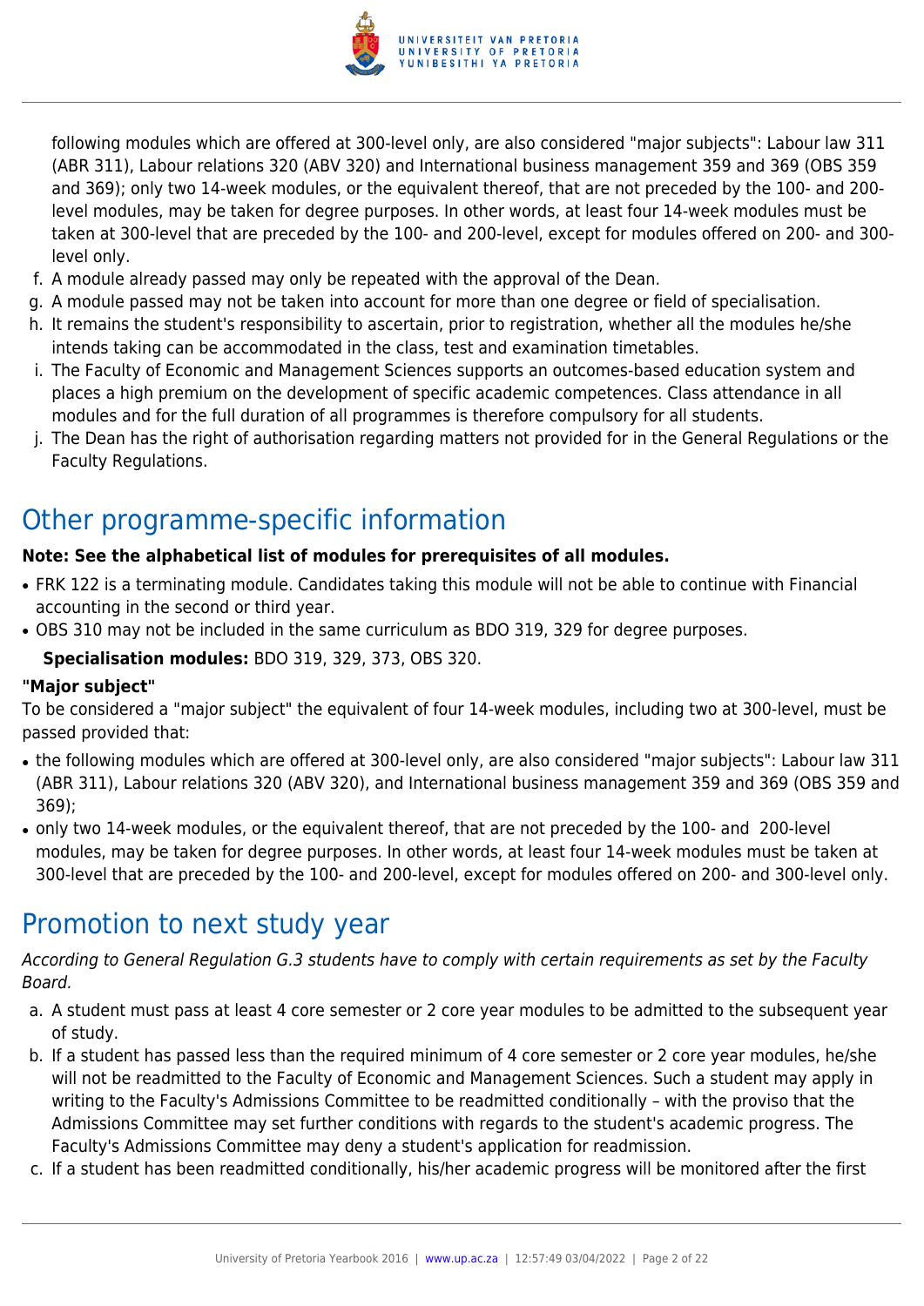following modules which are offered at 300-level only, are also considered "major subjects": Labour law 311 (ABR 311), Labour relations 320 (ABV 320) and International business management 359 and 369 (OBS 359 and 369); only two 14-week modules, or the equivalent thereof, that are not preceded by the 100- and 200-level modules, may be taken for degree purposes. In other words, at least four 14-week modules must be taken at 300-level that are preceded by the 100- and 200-level, except for modules offered on 200- and 300-level only.

f. A module already passed may only be repeated with the approval of the Dean.
g. A module passed may not be taken into account for more than one degree or field of specialisation.
h. It remains the student's responsibility to ascertain, prior to registration, whether all the modules he/she intends taking can be accommodated in the class, test and examination timetables.
i. The Faculty of Economic and Management Sciences supports an outcomes-based education system and places a high premium on the development of specific academic competences. Class attendance in all modules and for the full duration of all programmes is therefore compulsory for all students.
j. The Dean has the right of authorisation regarding matters not provided for in the General Regulations or the Faculty Regulations.

# Other programme-specific information

**Note: See the alphabetical list of modules for prerequisites of all modules.**

- FRK 122 is a terminating module. Candidates taking this module will not be able to continue with Financial accounting in the second or third year.
- OBS 310 may not be included in the same curriculum as BDO 319, 329 for degree purposes.

**Specialisation modules:** BDO 319, 329, 373, OBS 320.

**"Major subject"**

To be considered a "major subject" the equivalent of four 14-week modules, including two at 300-level, must be passed provided that:

- the following modules which are offered at 300-level only, are also considered "major subjects": Labour law 311 (ABR 311), Labour relations 320 (ABV 320), and International business management 359 and 369 (OBS 359 and 369);
- only two 14-week modules, or the equivalent thereof, that are not preceded by the 100- and 200-level modules, may be taken for degree purposes. In other words, at least four 14-week modules must be taken at 300-level that are preceded by the 100- and 200-level, except for modules offered on 200- and 300-level only.

# Promotion to next study year

*According to General Regulation G.3 students have to comply with certain requirements as set by the Faculty Board.*

a. A student must pass at least 4 core semester or 2 core year modules to be admitted to the subsequent year of study.
b. If a student has passed less than the required minimum of 4 core semester or 2 core year modules, he/she will not be readmitted to the Faculty of Economic and Management Sciences. Such a student may apply in writing to the Faculty's Admissions Committee to be readmitted conditionally – with the proviso that the Admissions Committee may set further conditions with regards to the student's academic progress. The Faculty's Admissions Committee may deny a student's application for readmission.
c. If a student has been readmitted conditionally, his/her academic progress will be monitored after the first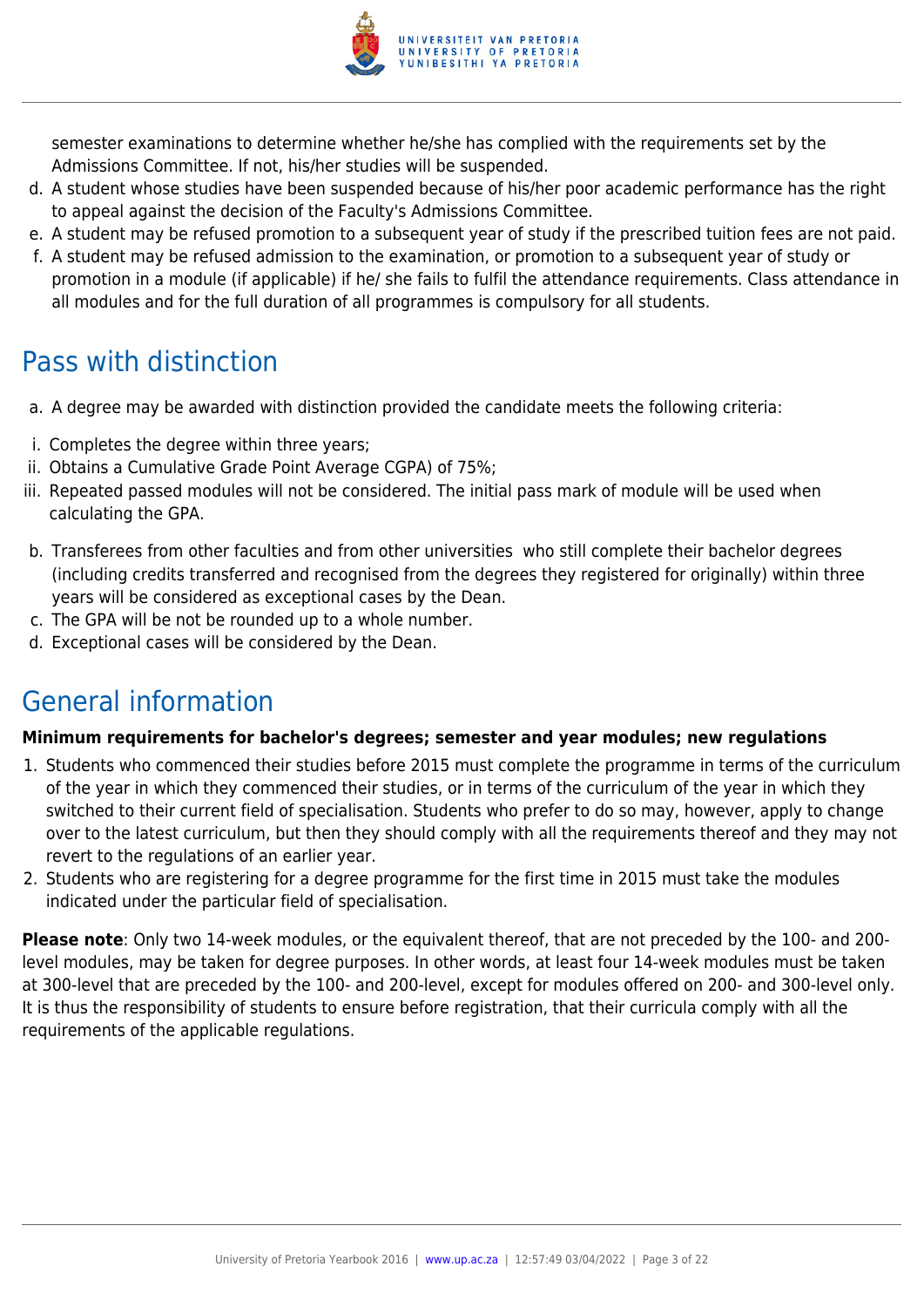semester examinations to determine whether he/she has complied with the requirements set by the Admissions Committee. If not, his/her studies will be suspended.

d. A student whose studies have been suspended because of his/her poor academic performance has the right to appeal against the decision of the Faculty's Admissions Committee.
e. A student may be refused promotion to a subsequent year of study if the prescribed tuition fees are not paid.
f. A student may be refused admission to the examination, or promotion to a subsequent year of study or promotion in a module (if applicable) if he/ she fails to fulfil the attendance requirements. Class attendance in all modules and for the full duration of all programmes is compulsory for all students.

## Pass with distinction

a. A degree may be awarded with distinction provided the candidate meets the following criteria:

i. Completes the degree within three years;
ii. Obtains a Cumulative Grade Point Average CGPA) of 75%;
iii. Repeated passed modules will not be considered. The initial pass mark of module will be used when calculating the GPA.

b. Transferees from other faculties and from other universities who still complete their bachelor degrees (including credits transferred and recognised from the degrees they registered for originally) within three years will be considered as exceptional cases by the Dean.
c. The GPA will be not be rounded up to a whole number.
d. Exceptional cases will be considered by the Dean.

## General information

**Minimum requirements for bachelor's degrees; semester and year modules; new regulations**

1. Students who commenced their studies before 2015 must complete the programme in terms of the curriculum of the year in which they commenced their studies, or in terms of the curriculum of the year in which they switched to their current field of specialisation. Students who prefer to do so may, however, apply to change over to the latest curriculum, but then they should comply with all the requirements thereof and they may not revert to the regulations of an earlier year.
2. Students who are registering for a degree programme for the first time in 2015 must take the modules indicated under the particular field of specialisation.

**Please note**: Only two 14-week modules, or the equivalent thereof, that are not preceded by the 100- and 200-level modules, may be taken for degree purposes. In other words, at least four 14-week modules must be taken at 300-level that are preceded by the 100- and 200-level, except for modules offered on 200- and 300-level only. It is thus the responsibility of students to ensure before registration, that their curricula comply with all the requirements of the applicable regulations.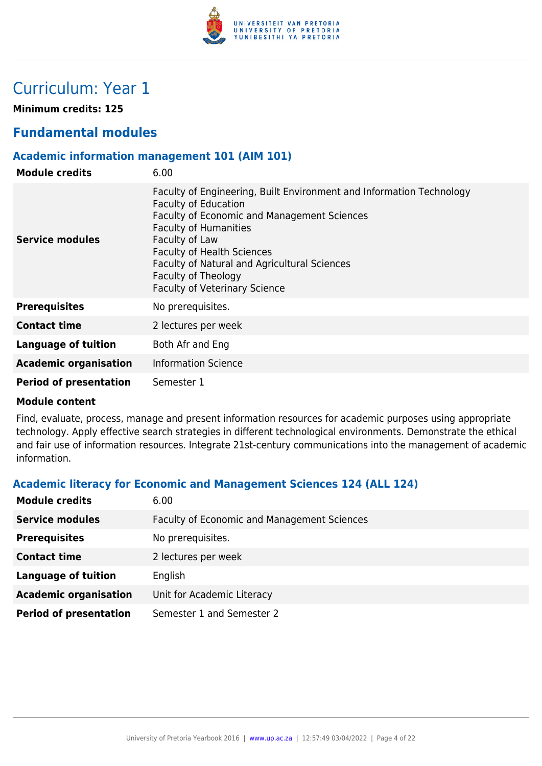# Curriculum: Year 1

**Minimum credits: 125**

## Fundamental modules

### Academic information management 101 (AIM 101)

| **Module credits** | 6.00 |
| --- | --- |
| **Service modules** | Faculty of Engineering, Built Environment and Information Technology<br>Faculty of Education<br>Faculty of Economic and Management Sciences<br>Faculty of Humanities<br>Faculty of Law<br>Faculty of Health Sciences<br>Faculty of Natural and Agricultural Sciences<br>Faculty of Theology<br>Faculty of Veterinary Science |
| **Prerequisites** | No prerequisites. |
| **Contact time** | 2 lectures per week |
| **Language of tuition** | Both Afr and Eng |
| **Academic organisation** | Information Science |
| **Period of presentation** | Semester 1 |

**Module content**

Find, evaluate, process, manage and present information resources for academic purposes using appropriate technology. Apply effective search strategies in different technological environments. Demonstrate the ethical and fair use of information resources. Integrate 21st-century communications into the management of academic information.

### Academic literacy for Economic and Management Sciences 124 (ALL 124)

| **Module credits** | 6.00 |
| --- | --- |
| **Service modules** | Faculty of Economic and Management Sciences |
| **Prerequisites** | No prerequisites. |
| **Contact time** | 2 lectures per week |
| **Language of tuition** | English |
| **Academic organisation** | Unit for Academic Literacy |
| **Period of presentation** | Semester 1 and Semester 2 |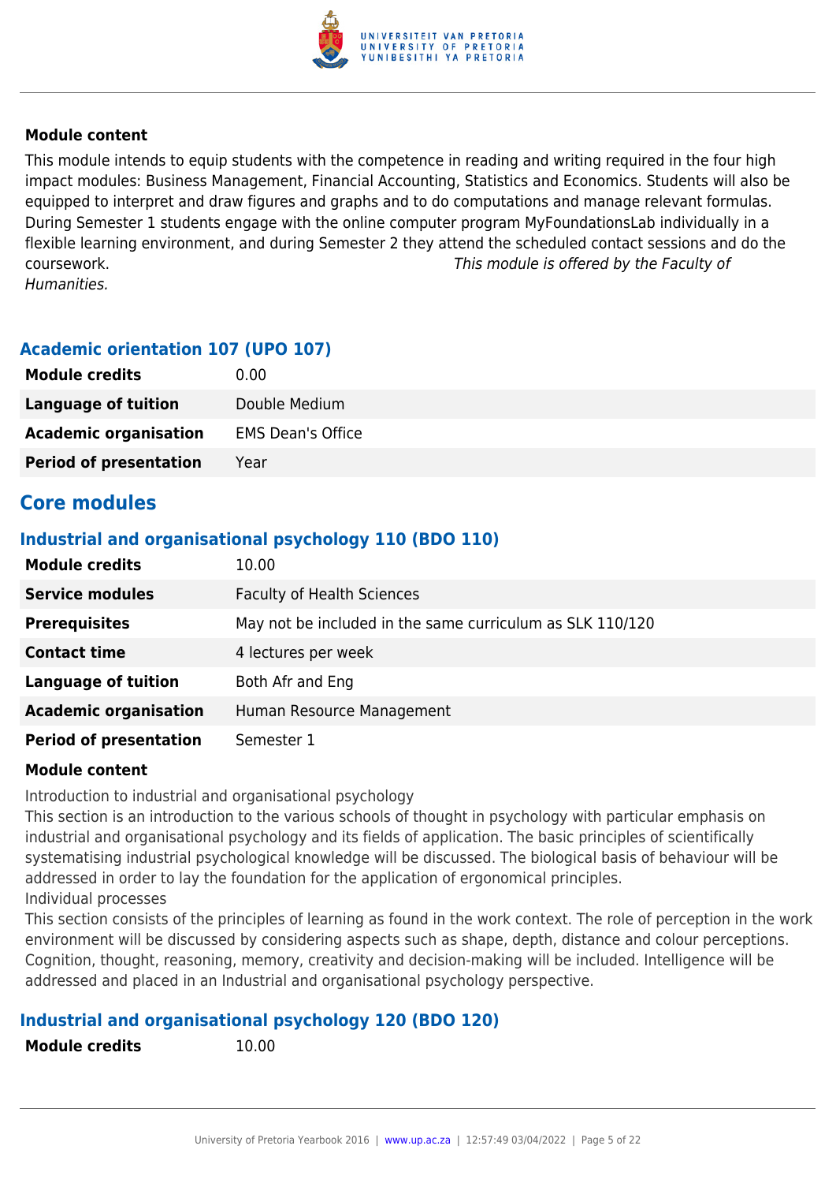#### Module content

This module intends to equip students with the competence in reading and writing required in the four high impact modules: Business Management, Financial Accounting, Statistics and Economics. Students will also be equipped to interpret and draw figures and graphs and to do computations and manage relevant formulas. During Semester 1 students engage with the online computer program MyFoundationsLab individually in a flexible learning environment, and during Semester 2 they attend the scheduled contact sessions and do the coursework. *This module is offered by the Faculty of Humanities.*

### Academic orientation 107 (UPO 107)

| | |
|---|---|
| **Module credits** | 0.00 |
| **Language of tuition** | Double Medium |
| **Academic organisation** | EMS Dean's Office |
| **Period of presentation** | Year |

## Core modules

### Industrial and organisational psychology 110 (BDO 110)

| | |
|---|---|
| **Module credits** | 10.00 |
| **Service modules** | Faculty of Health Sciences |
| **Prerequisites** | May not be included in the same curriculum as SLK 110/120 |
| **Contact time** | 4 lectures per week |
| **Language of tuition** | Both Afr and Eng |
| **Academic organisation** | Human Resource Management |
| **Period of presentation** | Semester 1 |

#### Module content

Introduction to industrial and organisational psychology

This section is an introduction to the various schools of thought in psychology with particular emphasis on industrial and organisational psychology and its fields of application. The basic principles of scientifically systematising industrial psychological knowledge will be discussed. The biological basis of behaviour will be addressed in order to lay the foundation for the application of ergonomical principles.

Individual processes

This section consists of the principles of learning as found in the work context. The role of perception in the work environment will be discussed by considering aspects such as shape, depth, distance and colour perceptions. Cognition, thought, reasoning, memory, creativity and decision-making will be included. Intelligence will be addressed and placed in an Industrial and organisational psychology perspective.

### Industrial and organisational psychology 120 (BDO 120)

| | |
|---|---|
| **Module credits** | 10.00 |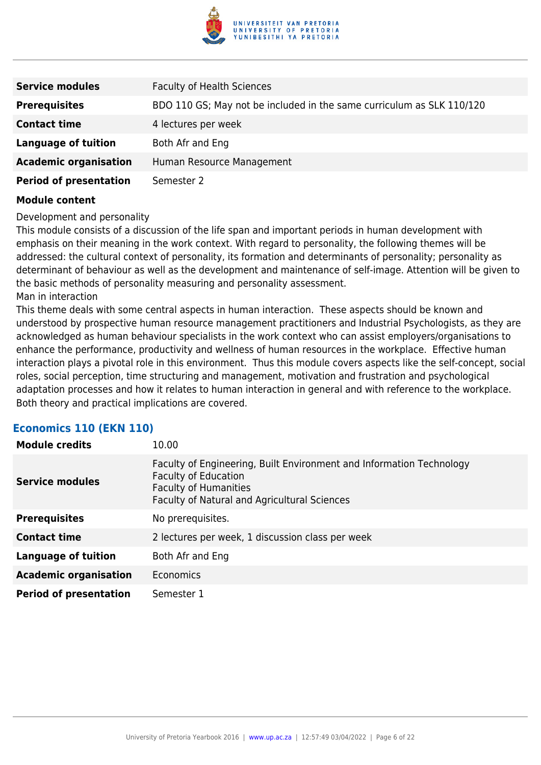| | |
|---|---|
| **Service modules** | Faculty of Health Sciences |
| **Prerequisites** | BDO 110 GS; May not be included in the same curriculum as SLK 110/120 |
| **Contact time** | 4 lectures per week |
| **Language of tuition** | Both Afr and Eng |
| **Academic organisation** | Human Resource Management |
| **Period of presentation** | Semester 2 |

**Module content**

Development and personality
This module consists of a discussion of the life span and important periods in human development with emphasis on their meaning in the work context. With regard to personality, the following themes will be addressed: the cultural context of personality, its formation and determinants of personality; personality as determinant of behaviour as well as the development and maintenance of self-image. Attention will be given to the basic methods of personality measuring and personality assessment.
Man in interaction
This theme deals with some central aspects in human interaction. These aspects should be known and understood by prospective human resource management practitioners and Industrial Psychologists, as they are acknowledged as human behaviour specialists in the work context who can assist employers/organisations to enhance the performance, productivity and wellness of human resources in the workplace. Effective human interaction plays a pivotal role in this environment. Thus this module covers aspects like the self-concept, social roles, social perception, time structuring and management, motivation and frustration and psychological adaptation processes and how it relates to human interaction in general and with reference to the workplace. Both theory and practical implications are covered.

### Economics 110 (EKN 110)

| | |
|---|---|
| **Module credits** | 10.00 |
| **Service modules** | Faculty of Engineering, Built Environment and Information Technology<br>Faculty of Education<br>Faculty of Humanities<br>Faculty of Natural and Agricultural Sciences |
| **Prerequisites** | No prerequisites. |
| **Contact time** | 2 lectures per week, 1 discussion class per week |
| **Language of tuition** | Both Afr and Eng |
| **Academic organisation** | Economics |
| **Period of presentation** | Semester 1 |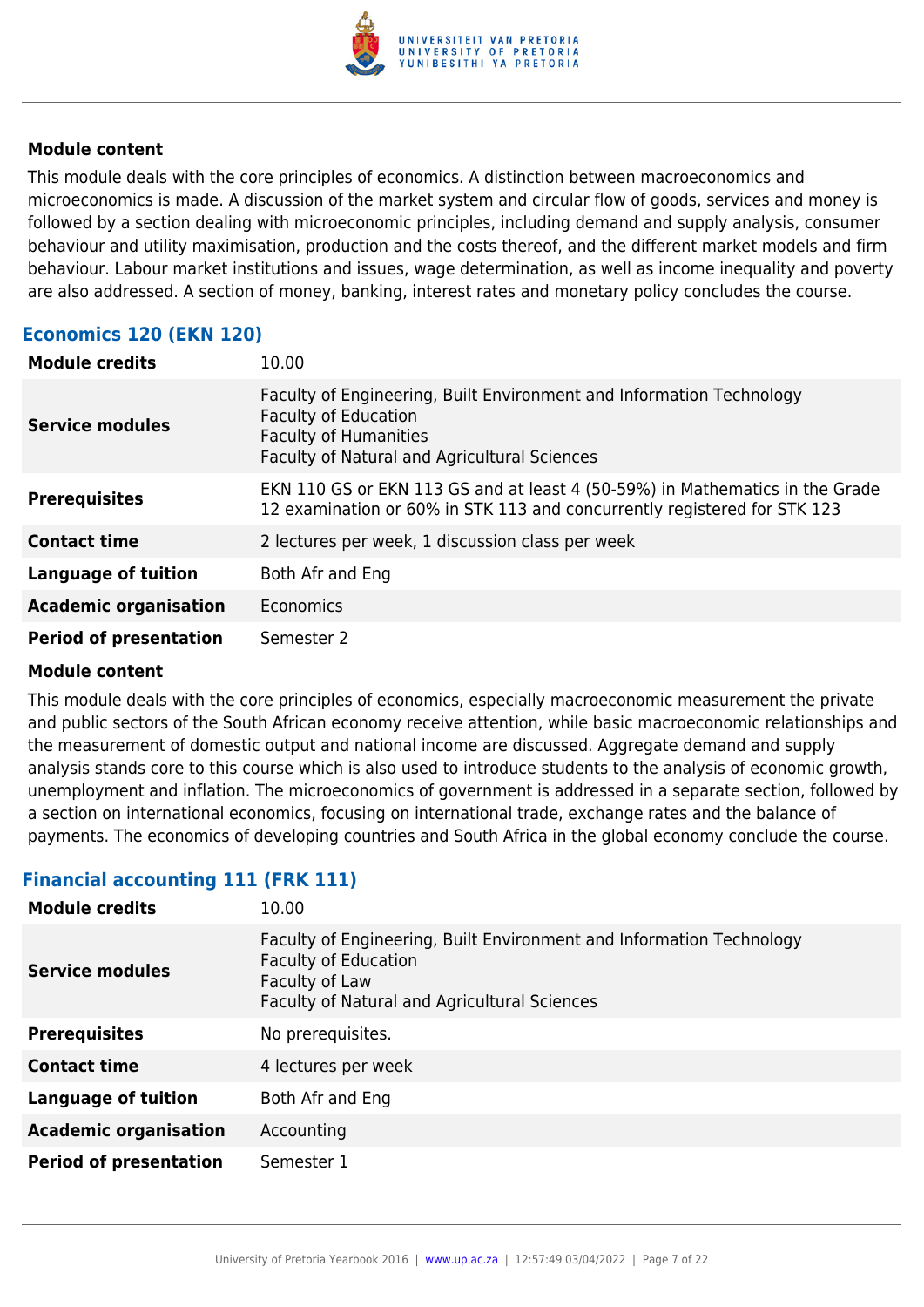**Module content**

This module deals with the core principles of economics. A distinction between macroeconomics and microeconomics is made. A discussion of the market system and circular flow of goods, services and money is followed by a section dealing with microeconomic principles, including demand and supply analysis, consumer behaviour and utility maximisation, production and the costs thereof, and the different market models and firm behaviour. Labour market institutions and issues, wage determination, as well as income inequality and poverty are also addressed. A section of money, banking, interest rates and monetary policy concludes the course.

## Economics 120 (EKN 120)

| | |
|---|---|
| **Module credits** | 10.00 |
| **Service modules** | Faculty of Engineering, Built Environment and Information Technology<br>Faculty of Education<br>Faculty of Humanities<br>Faculty of Natural and Agricultural Sciences |
| **Prerequisites** | EKN 110 GS or EKN 113 GS and at least 4 (50-59%) in Mathematics in the Grade 12 examination or 60% in STK 113 and concurrently registered for STK 123 |
| **Contact time** | 2 lectures per week, 1 discussion class per week |
| **Language of tuition** | Both Afr and Eng |
| **Academic organisation** | Economics |
| **Period of presentation** | Semester 2 |

**Module content**

This module deals with the core principles of economics, especially macroeconomic measurement the private and public sectors of the South African economy receive attention, while basic macroeconomic relationships and the measurement of domestic output and national income are discussed. Aggregate demand and supply analysis stands core to this course which is also used to introduce students to the analysis of economic growth, unemployment and inflation. The microeconomics of government is addressed in a separate section, followed by a section on international economics, focusing on international trade, exchange rates and the balance of payments. The economics of developing countries and South Africa in the global economy conclude the course.

## Financial accounting 111 (FRK 111)

| | |
|---|---|
| **Module credits** | 10.00 |
| **Service modules** | Faculty of Engineering, Built Environment and Information Technology<br>Faculty of Education<br>Faculty of Law<br>Faculty of Natural and Agricultural Sciences |
| **Prerequisites** | No prerequisites. |
| **Contact time** | 4 lectures per week |
| **Language of tuition** | Both Afr and Eng |
| **Academic organisation** | Accounting |
| **Period of presentation** | Semester 1 |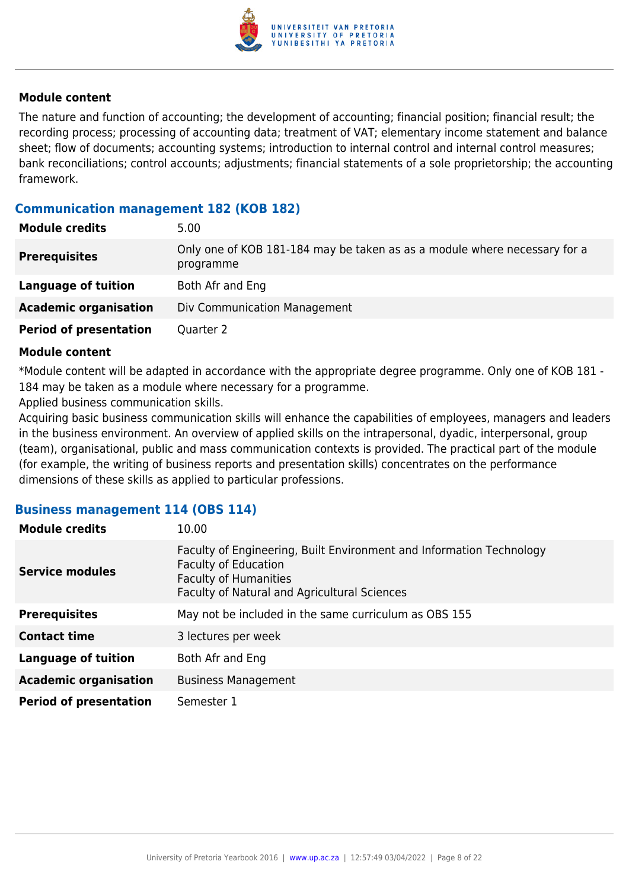#### Module content

The nature and function of accounting; the development of accounting; financial position; financial result; the recording process; processing of accounting data; treatment of VAT; elementary income statement and balance sheet; flow of documents; accounting systems; introduction to internal control and internal control measures; bank reconciliations; control accounts; adjustments; financial statements of a sole proprietorship; the accounting framework.

### Communication management 182 (KOB 182)

| **Module credits** | 5.00 |
|---|---|
| **Prerequisites** | Only one of KOB 181-184 may be taken as as a module where necessary for a programme |
| **Language of tuition** | Both Afr and Eng |
| **Academic organisation** | Div Communication Management |
| **Period of presentation** | Quarter 2 |

#### Module content

*Module content will be adapted in accordance with the appropriate degree programme. Only one of KOB 181 - 184 may be taken as a module where necessary for a programme.

Applied business communication skills.

Acquiring basic business communication skills will enhance the capabilities of employees, managers and leaders in the business environment. An overview of applied skills on the intrapersonal, dyadic, interpersonal, group (team), organisational, public and mass communication contexts is provided. The practical part of the module (for example, the writing of business reports and presentation skills) concentrates on the performance dimensions of these skills as applied to particular professions.

### Business management 114 (OBS 114)

| **Module credits** | 10.00 |
|---|---|
| **Service modules** | Faculty of Engineering, Built Environment and Information Technology<br>Faculty of Education<br>Faculty of Humanities<br>Faculty of Natural and Agricultural Sciences |
| **Prerequisites** | May not be included in the same curriculum as OBS 155 |
| **Contact time** | 3 lectures per week |
| **Language of tuition** | Both Afr and Eng |
| **Academic organisation** | Business Management |
| **Period of presentation** | Semester 1 |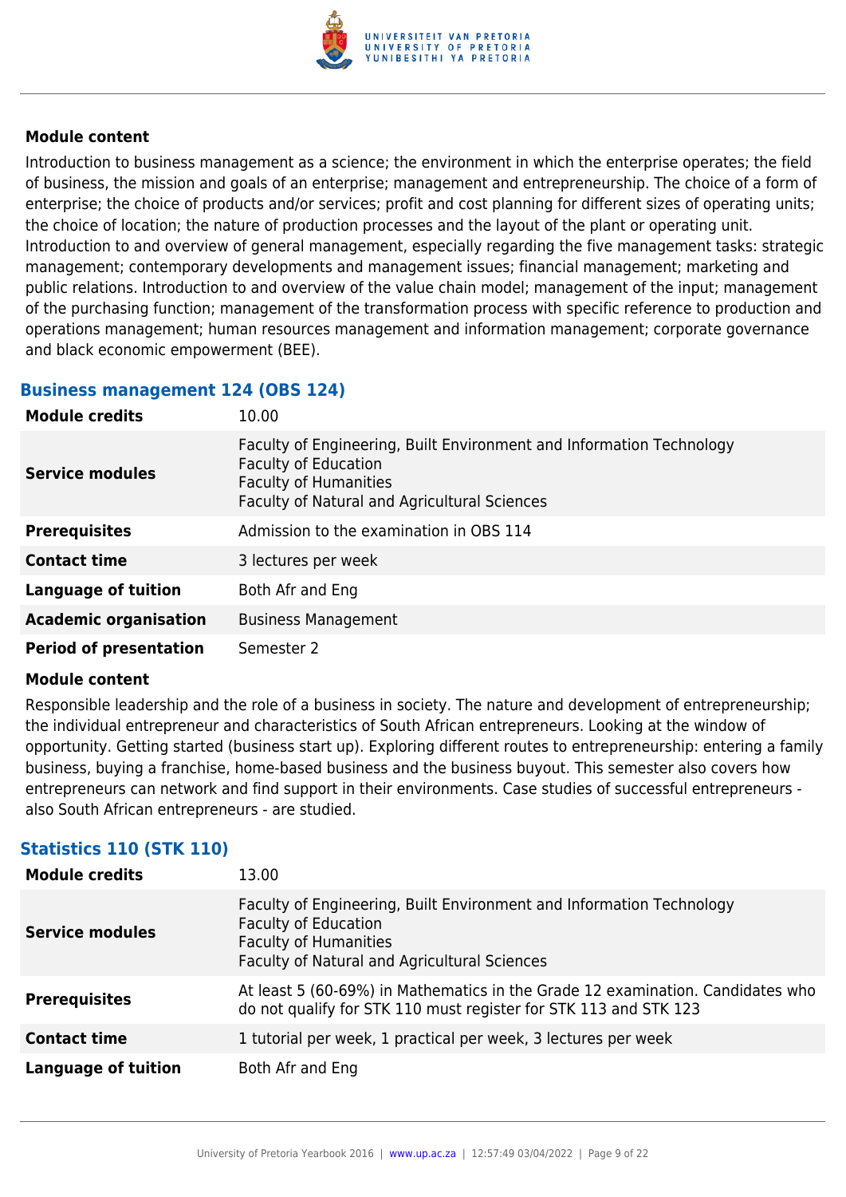**Module content**

Introduction to business management as a science; the environment in which the enterprise operates; the field of business, the mission and goals of an enterprise; management and entrepreneurship. The choice of a form of enterprise; the choice of products and/or services; profit and cost planning for different sizes of operating units; the choice of location; the nature of production processes and the layout of the plant or operating unit. Introduction to and overview of general management, especially regarding the five management tasks: strategic management; contemporary developments and management issues; financial management; marketing and public relations. Introduction to and overview of the value chain model; management of the input; management of the purchasing function; management of the transformation process with specific reference to production and operations management; human resources management and information management; corporate governance and black economic empowerment (BEE).

## Business management 124 (OBS 124)

| | |
|---|---|
| **Module credits** | 10.00 |
| **Service modules** | Faculty of Engineering, Built Environment and Information Technology<br>Faculty of Education<br>Faculty of Humanities<br>Faculty of Natural and Agricultural Sciences |
| **Prerequisites** | Admission to the examination in OBS 114 |
| **Contact time** | 3 lectures per week |
| **Language of tuition** | Both Afr and Eng |
| **Academic organisation** | Business Management |
| **Period of presentation** | Semester 2 |

**Module content**

Responsible leadership and the role of a business in society. The nature and development of entrepreneurship; the individual entrepreneur and characteristics of South African entrepreneurs. Looking at the window of opportunity. Getting started (business start up). Exploring different routes to entrepreneurship: entering a family business, buying a franchise, home-based business and the business buyout. This semester also covers how entrepreneurs can network and find support in their environments. Case studies of successful entrepreneurs - also South African entrepreneurs - are studied.

## Statistics 110 (STK 110)

| | |
|---|---|
| **Module credits** | 13.00 |
| **Service modules** | Faculty of Engineering, Built Environment and Information Technology<br>Faculty of Education<br>Faculty of Humanities<br>Faculty of Natural and Agricultural Sciences |
| **Prerequisites** | At least 5 (60-69%) in Mathematics in the Grade 12 examination. Candidates who do not qualify for STK 110 must register for STK 113 and STK 123 |
| **Contact time** | 1 tutorial per week, 1 practical per week, 3 lectures per week |
| **Language of tuition** | Both Afr and Eng |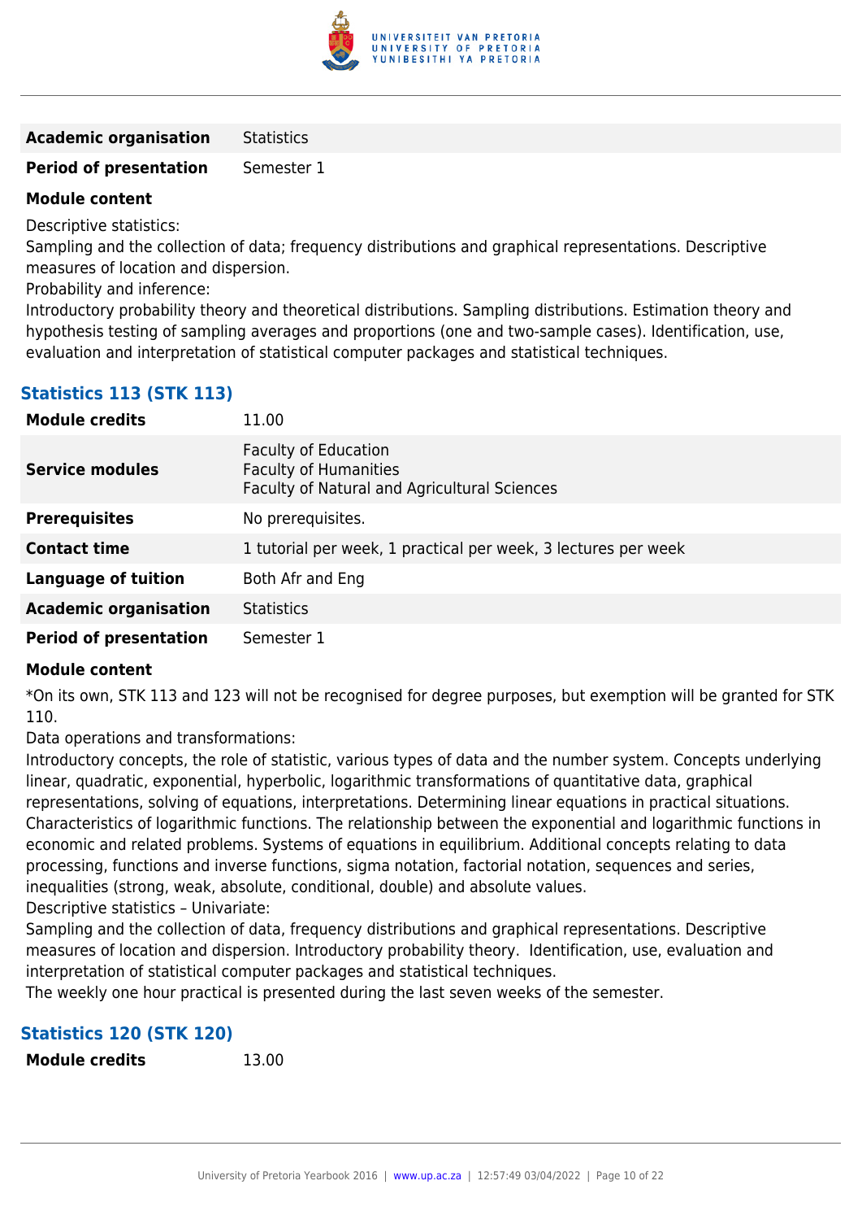| | |
|---|---|
| **Academic organisation** | Statistics |
| **Period of presentation** | Semester 1 |

**Module content**

Descriptive statistics:
Sampling and the collection of data; frequency distributions and graphical representations. Descriptive measures of location and dispersion.
Probability and inference:
Introductory probability theory and theoretical distributions. Sampling distributions. Estimation theory and hypothesis testing of sampling averages and proportions (one and two-sample cases). Identification, use, evaluation and interpretation of statistical computer packages and statistical techniques.

### Statistics 113 (STK 113)

| | |
|---|---|
| **Module credits** | 11.00 |
| **Service modules** | Faculty of Education<br>Faculty of Humanities<br>Faculty of Natural and Agricultural Sciences |
| **Prerequisites** | No prerequisites. |
| **Contact time** | 1 tutorial per week, 1 practical per week, 3 lectures per week |
| **Language of tuition** | Both Afr and Eng |
| **Academic organisation** | Statistics |
| **Period of presentation** | Semester 1 |

**Module content**

*On its own, STK 113 and 123 will not be recognised for degree purposes, but exemption will be granted for STK 110.
Data operations and transformations:
Introductory concepts, the role of statistic, various types of data and the number system. Concepts underlying linear, quadratic, exponential, hyperbolic, logarithmic transformations of quantitative data, graphical representations, solving of equations, interpretations. Determining linear equations in practical situations. Characteristics of logarithmic functions. The relationship between the exponential and logarithmic functions in economic and related problems. Systems of equations in equilibrium. Additional concepts relating to data processing, functions and inverse functions, sigma notation, factorial notation, sequences and series, inequalities (strong, weak, absolute, conditional, double) and absolute values.
Descriptive statistics – Univariate:
Sampling and the collection of data, frequency distributions and graphical representations. Descriptive measures of location and dispersion. Introductory probability theory. Identification, use, evaluation and interpretation of statistical computer packages and statistical techniques.
The weekly one hour practical is presented during the last seven weeks of the semester.

### Statistics 120 (STK 120)

| | |
|---|---|
| **Module credits** | 13.00 |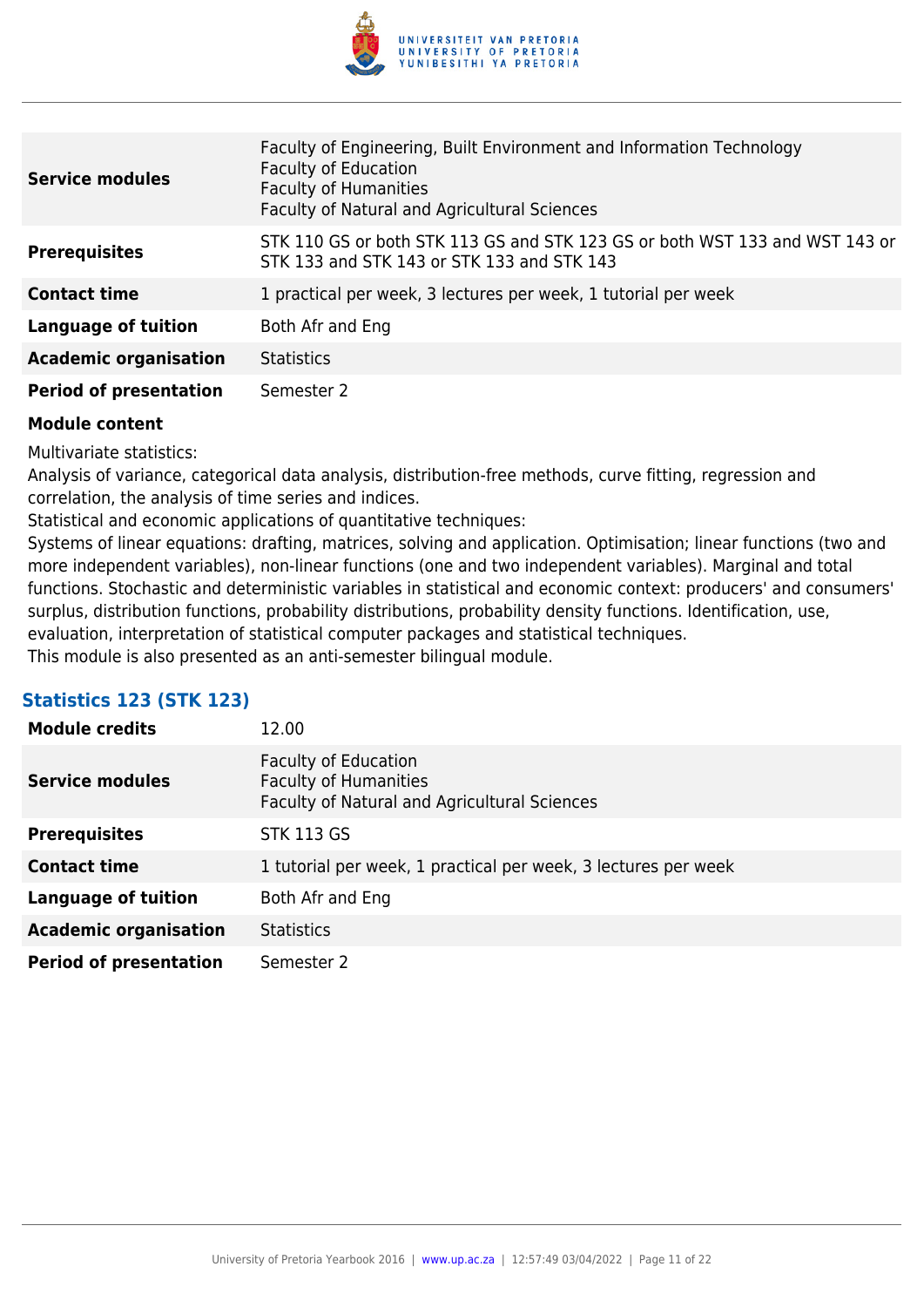| | |
|---|---|
| **Service modules** | Faculty of Engineering, Built Environment and Information Technology<br>Faculty of Education<br>Faculty of Humanities<br>Faculty of Natural and Agricultural Sciences |
| **Prerequisites** | STK 110 GS or both STK 113 GS and STK 123 GS or both WST 133 and WST 143 or STK 133 and STK 143 or STK 133 and STK 143 |
| **Contact time** | 1 practical per week, 3 lectures per week, 1 tutorial per week |
| **Language of tuition** | Both Afr and Eng |
| **Academic organisation** | Statistics |
| **Period of presentation** | Semester 2 |

**Module content**

Multivariate statistics:
Analysis of variance, categorical data analysis, distribution-free methods, curve fitting, regression and correlation, the analysis of time series and indices.
Statistical and economic applications of quantitative techniques:
Systems of linear equations: drafting, matrices, solving and application. Optimisation; linear functions (two and more independent variables), non-linear functions (one and two independent variables). Marginal and total functions. Stochastic and deterministic variables in statistical and economic context: producers' and consumers' surplus, distribution functions, probability distributions, probability density functions. Identification, use, evaluation, interpretation of statistical computer packages and statistical techniques.
This module is also presented as an anti-semester bilingual module.

### Statistics 123 (STK 123)

| | |
|---|---|
| **Module credits** | 12.00 |
| **Service modules** | Faculty of Education<br>Faculty of Humanities<br>Faculty of Natural and Agricultural Sciences |
| **Prerequisites** | STK 113 GS |
| **Contact time** | 1 tutorial per week, 1 practical per week, 3 lectures per week |
| **Language of tuition** | Both Afr and Eng |
| **Academic organisation** | Statistics |
| **Period of presentation** | Semester 2 |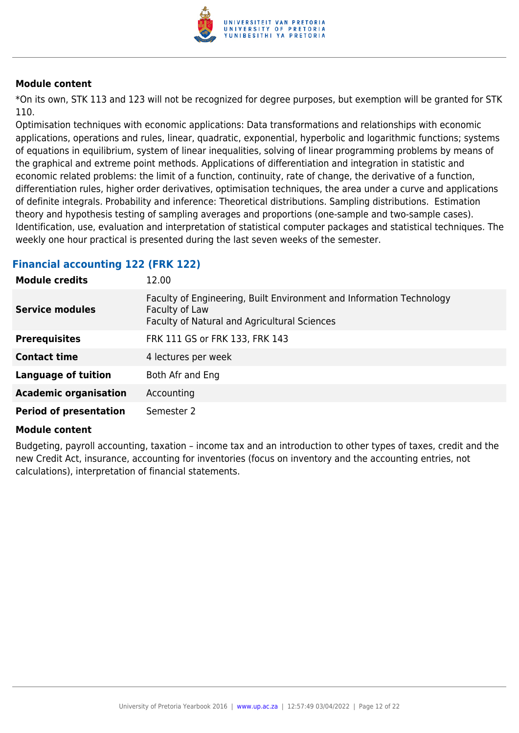#### Module content

*On its own, STK 113 and 123 will not be recognized for degree purposes, but exemption will be granted for STK 110.

Optimisation techniques with economic applications: Data transformations and relationships with economic applications, operations and rules, linear, quadratic, exponential, hyperbolic and logarithmic functions; systems of equations in equilibrium, system of linear inequalities, solving of linear programming problems by means of the graphical and extreme point methods. Applications of differentiation and integration in statistic and economic related problems: the limit of a function, continuity, rate of change, the derivative of a function, differentiation rules, higher order derivatives, optimisation techniques, the area under a curve and applications of definite integrals. Probability and inference: Theoretical distributions. Sampling distributions. Estimation theory and hypothesis testing of sampling averages and proportions (one-sample and two-sample cases). Identification, use, evaluation and interpretation of statistical computer packages and statistical techniques. The weekly one hour practical is presented during the last seven weeks of the semester.

### Financial accounting 122 (FRK 122)

| | |
|---|---|
| **Module credits** | 12.00 |
| **Service modules** | Faculty of Engineering, Built Environment and Information Technology<br>Faculty of Law<br>Faculty of Natural and Agricultural Sciences |
| **Prerequisites** | FRK 111 GS or FRK 133, FRK 143 |
| **Contact time** | 4 lectures per week |
| **Language of tuition** | Both Afr and Eng |
| **Academic organisation** | Accounting |
| **Period of presentation** | Semester 2 |

#### Module content

Budgeting, payroll accounting, taxation – income tax and an introduction to other types of taxes, credit and the new Credit Act, insurance, accounting for inventories (focus on inventory and the accounting entries, not calculations), interpretation of financial statements.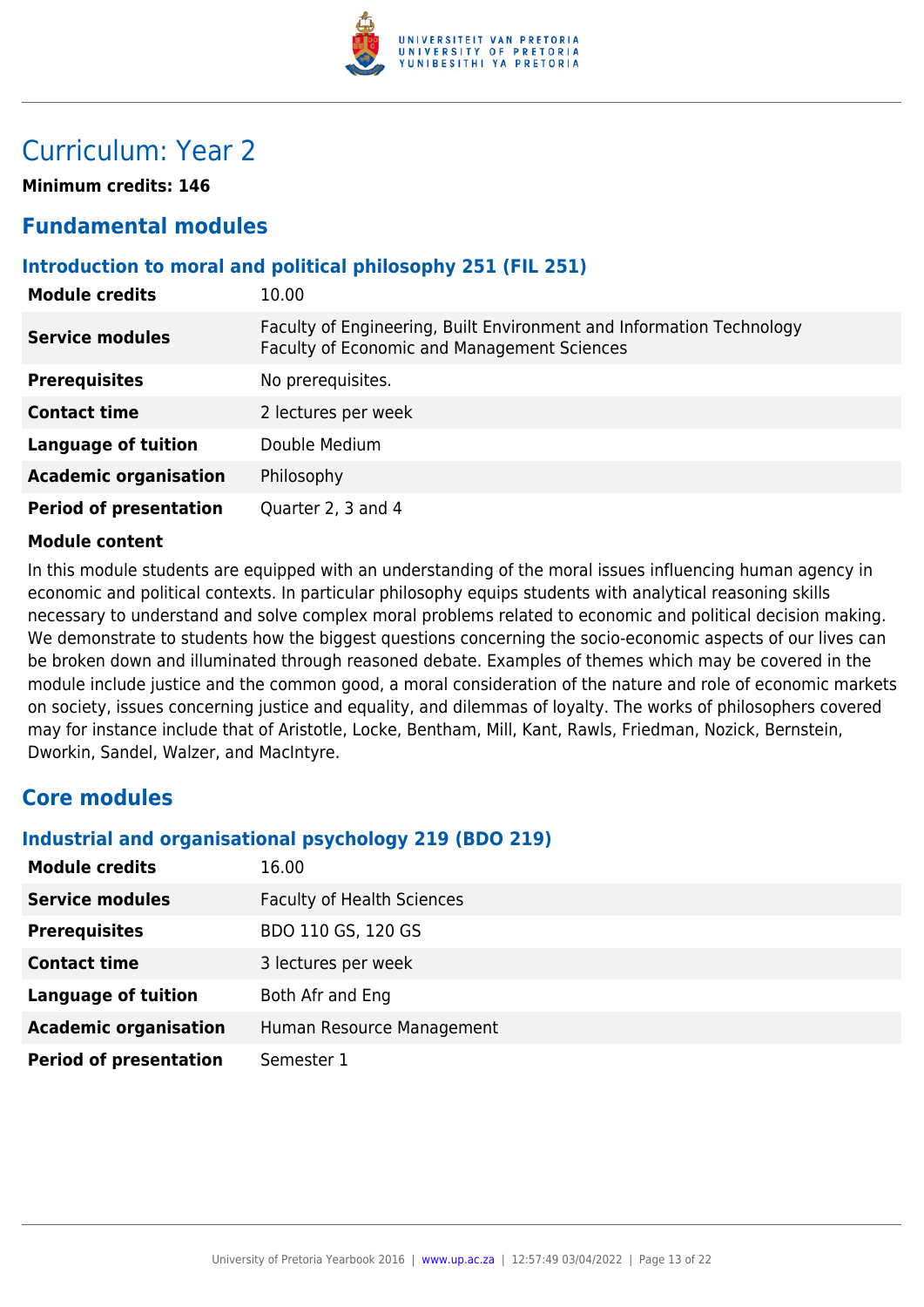# Curriculum: Year 2

**Minimum credits: 146**

## Fundamental modules

### Introduction to moral and political philosophy 251 (FIL 251)

| | |
|---|---|
| **Module credits** | 10.00 |
| **Service modules** | Faculty of Engineering, Built Environment and Information Technology<br>Faculty of Economic and Management Sciences |
| **Prerequisites** | No prerequisites. |
| **Contact time** | 2 lectures per week |
| **Language of tuition** | Double Medium |
| **Academic organisation** | Philosophy |
| **Period of presentation** | Quarter 2, 3 and 4 |

**Module content**

In this module students are equipped with an understanding of the moral issues influencing human agency in economic and political contexts. In particular philosophy equips students with analytical reasoning skills necessary to understand and solve complex moral problems related to economic and political decision making. We demonstrate to students how the biggest questions concerning the socio-economic aspects of our lives can be broken down and illuminated through reasoned debate. Examples of themes which may be covered in the module include justice and the common good, a moral consideration of the nature and role of economic markets on society, issues concerning justice and equality, and dilemmas of loyalty. The works of philosophers covered may for instance include that of Aristotle, Locke, Bentham, Mill, Kant, Rawls, Friedman, Nozick, Bernstein, Dworkin, Sandel, Walzer, and MacIntyre.

## Core modules

### Industrial and organisational psychology 219 (BDO 219)

| | |
|---|---|
| **Module credits** | 16.00 |
| **Service modules** | Faculty of Health Sciences |
| **Prerequisites** | BDO 110 GS, 120 GS |
| **Contact time** | 3 lectures per week |
| **Language of tuition** | Both Afr and Eng |
| **Academic organisation** | Human Resource Management |
| **Period of presentation** | Semester 1 |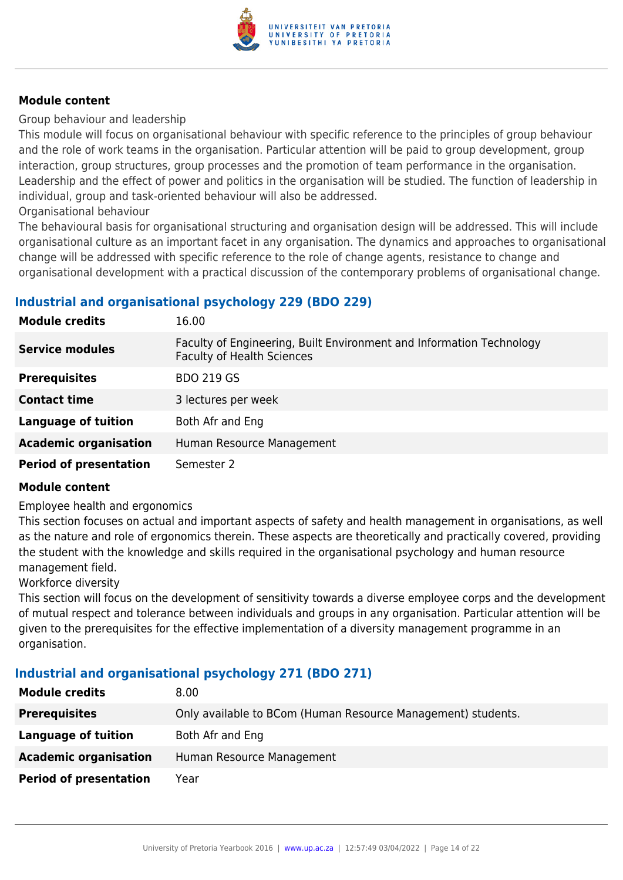**Module content**

Group behaviour and leadership

This module will focus on organisational behaviour with specific reference to the principles of group behaviour and the role of work teams in the organisation. Particular attention will be paid to group development, group interaction, group structures, group processes and the promotion of team performance in the organisation. Leadership and the effect of power and politics in the organisation will be studied. The function of leadership in individual, group and task-oriented behaviour will also be addressed.

Organisational behaviour

The behavioural basis for organisational structuring and organisation design will be addressed. This will include organisational culture as an important facet in any organisation. The dynamics and approaches to organisational change will be addressed with specific reference to the role of change agents, resistance to change and organisational development with a practical discussion of the contemporary problems of organisational change.

## Industrial and organisational psychology 229 (BDO 229)

| | |
|---|---|
| **Module credits** | 16.00 |
| **Service modules** | Faculty of Engineering, Built Environment and Information Technology<br>Faculty of Health Sciences |
| **Prerequisites** | BDO 219 GS |
| **Contact time** | 3 lectures per week |
| **Language of tuition** | Both Afr and Eng |
| **Academic organisation** | Human Resource Management |
| **Period of presentation** | Semester 2 |

**Module content**

Employee health and ergonomics

This section focuses on actual and important aspects of safety and health management in organisations, as well as the nature and role of ergonomics therein. These aspects are theoretically and practically covered, providing the student with the knowledge and skills required in the organisational psychology and human resource management field.

Workforce diversity

This section will focus on the development of sensitivity towards a diverse employee corps and the development of mutual respect and tolerance between individuals and groups in any organisation. Particular attention will be given to the prerequisites for the effective implementation of a diversity management programme in an organisation.

## Industrial and organisational psychology 271 (BDO 271)

| | |
|---|---|
| **Module credits** | 8.00 |
| **Prerequisites** | Only available to BCom (Human Resource Management) students. |
| **Language of tuition** | Both Afr and Eng |
| **Academic organisation** | Human Resource Management |
| **Period of presentation** | Year |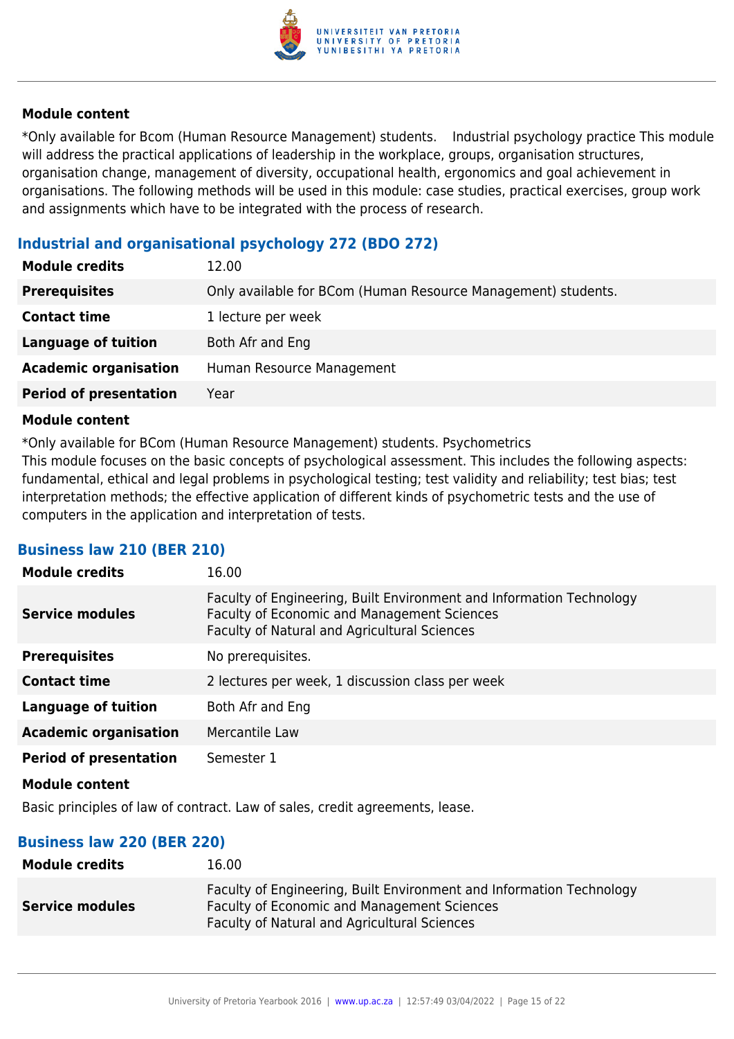**Module content**

*Only available for Bcom (Human Resource Management) students.    Industrial psychology practice This module will address the practical applications of leadership in the workplace, groups, organisation structures, organisation change, management of diversity, occupational health, ergonomics and goal achievement in organisations. The following methods will be used in this module: case studies, practical exercises, group work and assignments which have to be integrated with the process of research.

### Industrial and organisational psychology 272 (BDO 272)

| | |
|---|---|
| **Module credits** | 12.00 |
| **Prerequisites** | Only available for BCom (Human Resource Management) students. |
| **Contact time** | 1 lecture per week |
| **Language of tuition** | Both Afr and Eng |
| **Academic organisation** | Human Resource Management |
| **Period of presentation** | Year |

**Module content**

*Only available for BCom (Human Resource Management) students. Psychometrics
This module focuses on the basic concepts of psychological assessment. This includes the following aspects: fundamental, ethical and legal problems in psychological testing; test validity and reliability; test bias; test interpretation methods; the effective application of different kinds of psychometric tests and the use of computers in the application and interpretation of tests.

### Business law 210 (BER 210)

| | |
|---|---|
| **Module credits** | 16.00 |
| **Service modules** | Faculty of Engineering, Built Environment and Information Technology<br>Faculty of Economic and Management Sciences<br>Faculty of Natural and Agricultural Sciences |
| **Prerequisites** | No prerequisites. |
| **Contact time** | 2 lectures per week, 1 discussion class per week |
| **Language of tuition** | Both Afr and Eng |
| **Academic organisation** | Mercantile Law |
| **Period of presentation** | Semester 1 |

**Module content**

Basic principles of law of contract. Law of sales, credit agreements, lease.

### Business law 220 (BER 220)

| | |
|---|---|
| **Module credits** | 16.00 |
| **Service modules** | Faculty of Engineering, Built Environment and Information Technology<br>Faculty of Economic and Management Sciences<br>Faculty of Natural and Agricultural Sciences |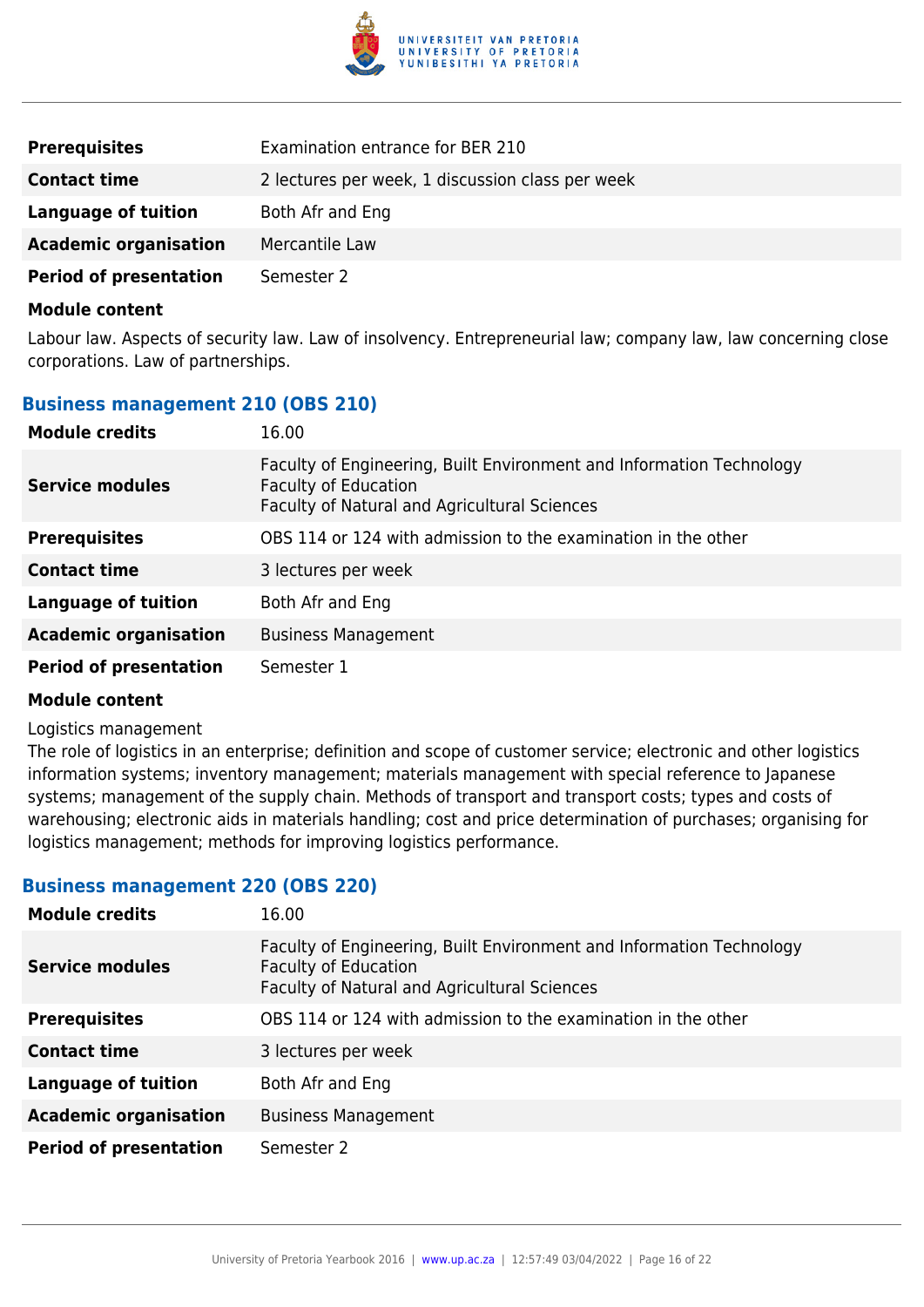| | |
|---|---|
| **Prerequisites** | Examination entrance for BER 210 |
| **Contact time** | 2 lectures per week, 1 discussion class per week |
| **Language of tuition** | Both Afr and Eng |
| **Academic organisation** | Mercantile Law |
| **Period of presentation** | Semester 2 |

**Module content**

Labour law. Aspects of security law. Law of insolvency. Entrepreneurial law; company law, law concerning close corporations. Law of partnerships.

### Business management 210 (OBS 210)

| | |
|---|---|
| **Module credits** | 16.00 |
| **Service modules** | Faculty of Engineering, Built Environment and Information Technology<br>Faculty of Education<br>Faculty of Natural and Agricultural Sciences |
| **Prerequisites** | OBS 114 or 124 with admission to the examination in the other |
| **Contact time** | 3 lectures per week |
| **Language of tuition** | Both Afr and Eng |
| **Academic organisation** | Business Management |
| **Period of presentation** | Semester 1 |

**Module content**

Logistics management

The role of logistics in an enterprise; definition and scope of customer service; electronic and other logistics information systems; inventory management; materials management with special reference to Japanese systems; management of the supply chain. Methods of transport and transport costs; types and costs of warehousing; electronic aids in materials handling; cost and price determination of purchases; organising for logistics management; methods for improving logistics performance.

### Business management 220 (OBS 220)

| | |
|---|---|
| **Module credits** | 16.00 |
| **Service modules** | Faculty of Engineering, Built Environment and Information Technology<br>Faculty of Education<br>Faculty of Natural and Agricultural Sciences |
| **Prerequisites** | OBS 114 or 124 with admission to the examination in the other |
| **Contact time** | 3 lectures per week |
| **Language of tuition** | Both Afr and Eng |
| **Academic organisation** | Business Management |
| **Period of presentation** | Semester 2 |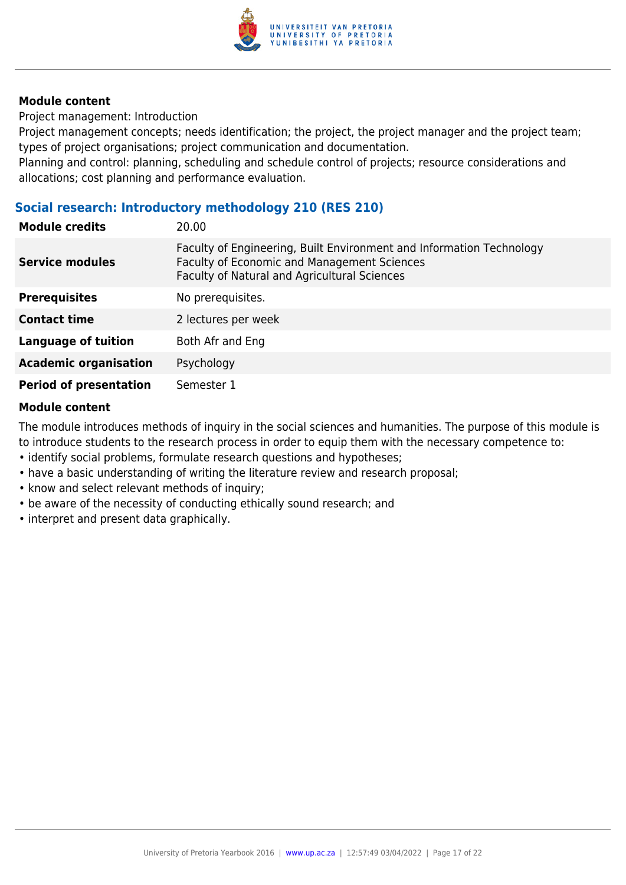**Module content**

Project management: Introduction

Project management concepts; needs identification; the project, the project manager and the project team; types of project organisations; project communication and documentation.

Planning and control: planning, scheduling and schedule control of projects; resource considerations and allocations; cost planning and performance evaluation.

### Social research: Introductory methodology 210 (RES 210)

| | |
|---|---|
| **Module credits** | 20.00 |
| **Service modules** | Faculty of Engineering, Built Environment and Information Technology<br>Faculty of Economic and Management Sciences<br>Faculty of Natural and Agricultural Sciences |
| **Prerequisites** | No prerequisites. |
| **Contact time** | 2 lectures per week |
| **Language of tuition** | Both Afr and Eng |
| **Academic organisation** | Psychology |
| **Period of presentation** | Semester 1 |

**Module content**

The module introduces methods of inquiry in the social sciences and humanities. The purpose of this module is to introduce students to the research process in order to equip them with the necessary competence to:

- identify social problems, formulate research questions and hypotheses;
- have a basic understanding of writing the literature review and research proposal;
- know and select relevant methods of inquiry;
- be aware of the necessity of conducting ethically sound research; and
- interpret and present data graphically.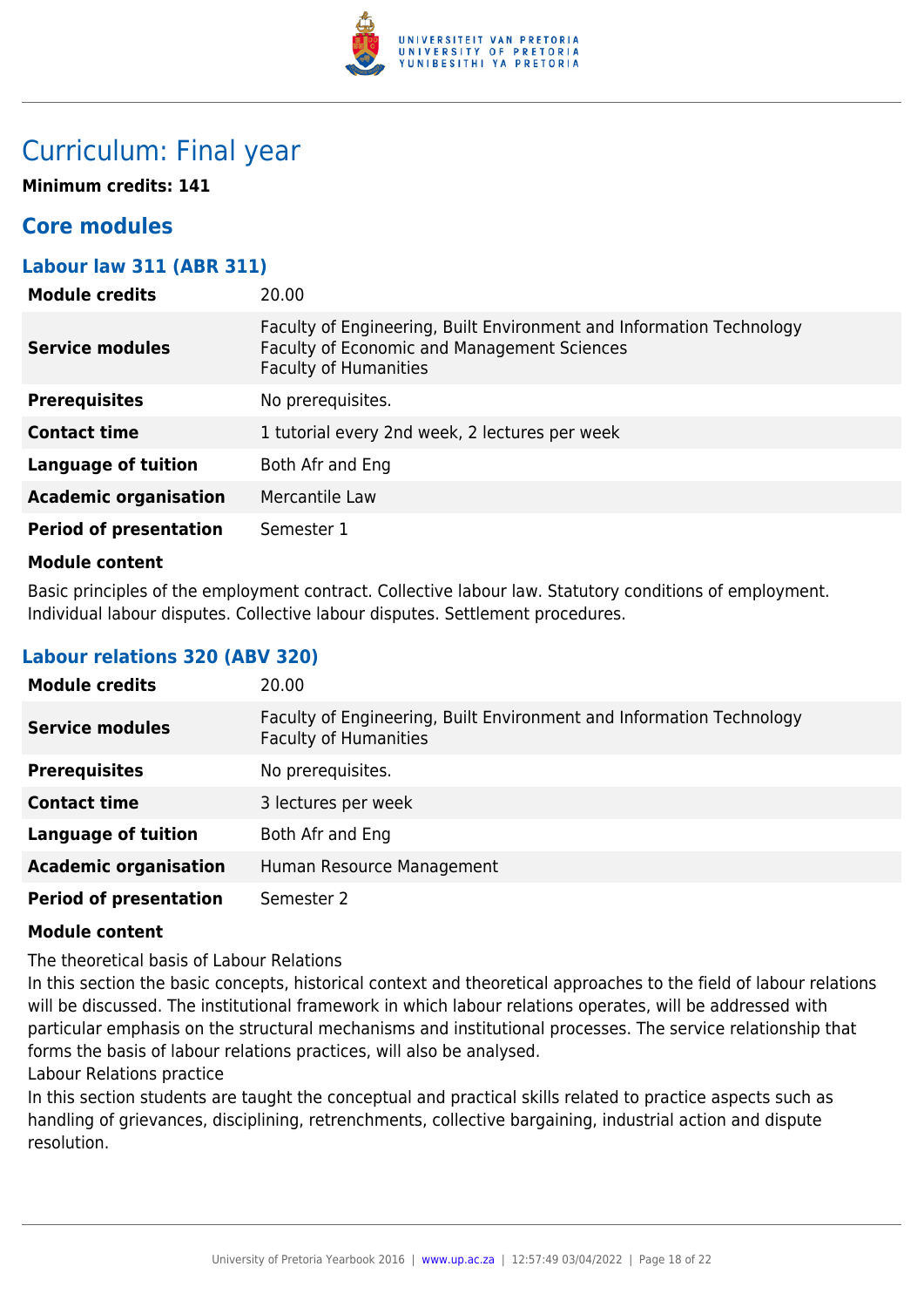# Curriculum: Final year

**Minimum credits: 141**

## Core modules

### Labour law 311 (ABR 311)

| | |
|---|---|
| **Module credits** | 20.00 |
| **Service modules** | Faculty of Engineering, Built Environment and Information Technology<br>Faculty of Economic and Management Sciences<br>Faculty of Humanities |
| **Prerequisites** | No prerequisites. |
| **Contact time** | 1 tutorial every 2nd week, 2 lectures per week |
| **Language of tuition** | Both Afr and Eng |
| **Academic organisation** | Mercantile Law |
| **Period of presentation** | Semester 1 |

**Module content**

Basic principles of the employment contract. Collective labour law. Statutory conditions of employment. Individual labour disputes. Collective labour disputes. Settlement procedures.

### Labour relations 320 (ABV 320)

| | |
|---|---|
| **Module credits** | 20.00 |
| **Service modules** | Faculty of Engineering, Built Environment and Information Technology<br>Faculty of Humanities |
| **Prerequisites** | No prerequisites. |
| **Contact time** | 3 lectures per week |
| **Language of tuition** | Both Afr and Eng |
| **Academic organisation** | Human Resource Management |
| **Period of presentation** | Semester 2 |

**Module content**

The theoretical basis of Labour Relations

In this section the basic concepts, historical context and theoretical approaches to the field of labour relations will be discussed. The institutional framework in which labour relations operates, will be addressed with particular emphasis on the structural mechanisms and institutional processes. The service relationship that forms the basis of labour relations practices, will also be analysed.

Labour Relations practice

In this section students are taught the conceptual and practical skills related to practice aspects such as handling of grievances, disciplining, retrenchments, collective bargaining, industrial action and dispute resolution.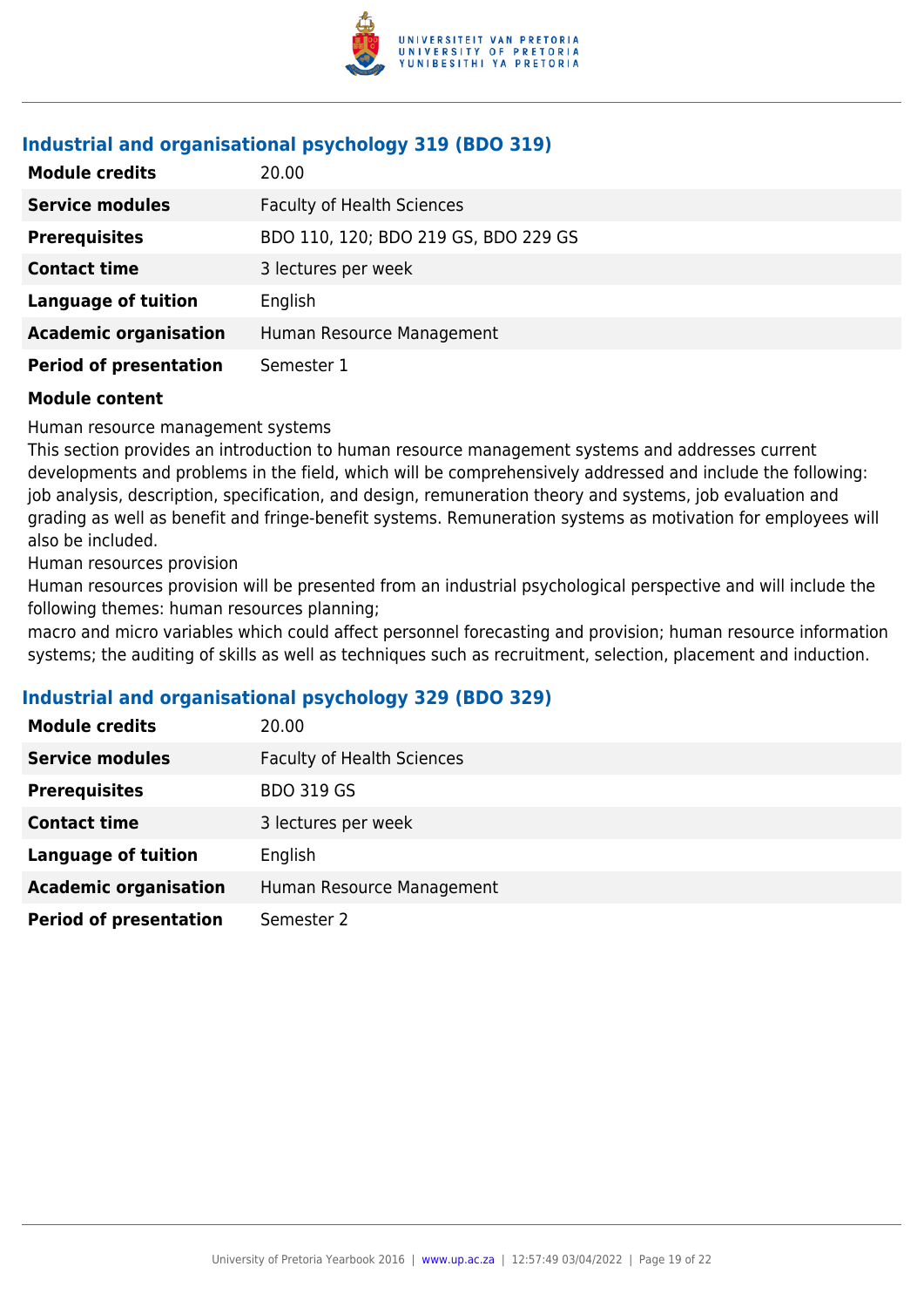### Industrial and organisational psychology 319 (BDO 319)

| | |
|---|---|
| **Module credits** | 20.00 |
| **Service modules** | Faculty of Health Sciences |
| **Prerequisites** | BDO 110, 120; BDO 219 GS, BDO 229 GS |
| **Contact time** | 3 lectures per week |
| **Language of tuition** | English |
| **Academic organisation** | Human Resource Management |
| **Period of presentation** | Semester 1 |

**Module content**

Human resource management systems
This section provides an introduction to human resource management systems and addresses current developments and problems in the field, which will be comprehensively addressed and include the following: job analysis, description, specification, and design, remuneration theory and systems, job evaluation and grading as well as benefit and fringe-benefit systems. Remuneration systems as motivation for employees will also be included.
Human resources provision
Human resources provision will be presented from an industrial psychological perspective and will include the following themes: human resources planning;
macro and micro variables which could affect personnel forecasting and provision; human resource information systems; the auditing of skills as well as techniques such as recruitment, selection, placement and induction.

### Industrial and organisational psychology 329 (BDO 329)

| | |
|---|---|
| **Module credits** | 20.00 |
| **Service modules** | Faculty of Health Sciences |
| **Prerequisites** | BDO 319 GS |
| **Contact time** | 3 lectures per week |
| **Language of tuition** | English |
| **Academic organisation** | Human Resource Management |
| **Period of presentation** | Semester 2 |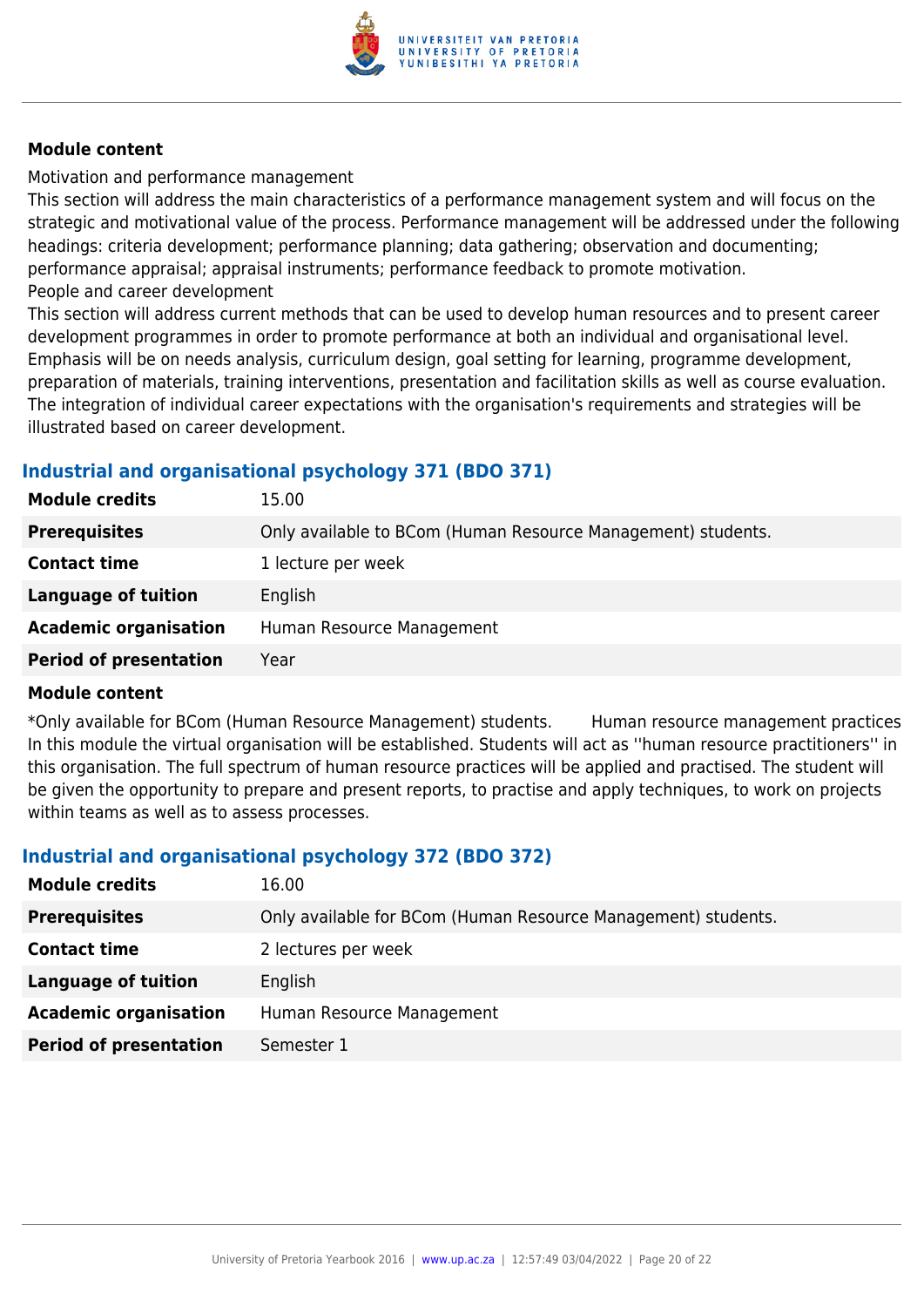**Module content**

Motivation and performance management

This section will address the main characteristics of a performance management system and will focus on the strategic and motivational value of the process. Performance management will be addressed under the following headings: criteria development; performance planning; data gathering; observation and documenting; performance appraisal; appraisal instruments; performance feedback to promote motivation.

People and career development

This section will address current methods that can be used to develop human resources and to present career development programmes in order to promote performance at both an individual and organisational level. Emphasis will be on needs analysis, curriculum design, goal setting for learning, programme development, preparation of materials, training interventions, presentation and facilitation skills as well as course evaluation. The integration of individual career expectations with the organisation's requirements and strategies will be illustrated based on career development.

### Industrial and organisational psychology 371 (BDO 371)

| | |
|---|---|
| **Module credits** | 15.00 |
| **Prerequisites** | Only available to BCom (Human Resource Management) students. |
| **Contact time** | 1 lecture per week |
| **Language of tuition** | English |
| **Academic organisation** | Human Resource Management |
| **Period of presentation** | Year |

**Module content**

*Only available for BCom (Human Resource Management) students.     Human resource management practices

In this module the virtual organisation will be established. Students will act as ''human resource practitioners'' in this organisation. The full spectrum of human resource practices will be applied and practised. The student will be given the opportunity to prepare and present reports, to practise and apply techniques, to work on projects within teams as well as to assess processes.

### Industrial and organisational psychology 372 (BDO 372)

| | |
|---|---|
| **Module credits** | 16.00 |
| **Prerequisites** | Only available for BCom (Human Resource Management) students. |
| **Contact time** | 2 lectures per week |
| **Language of tuition** | English |
| **Academic organisation** | Human Resource Management |
| **Period of presentation** | Semester 1 |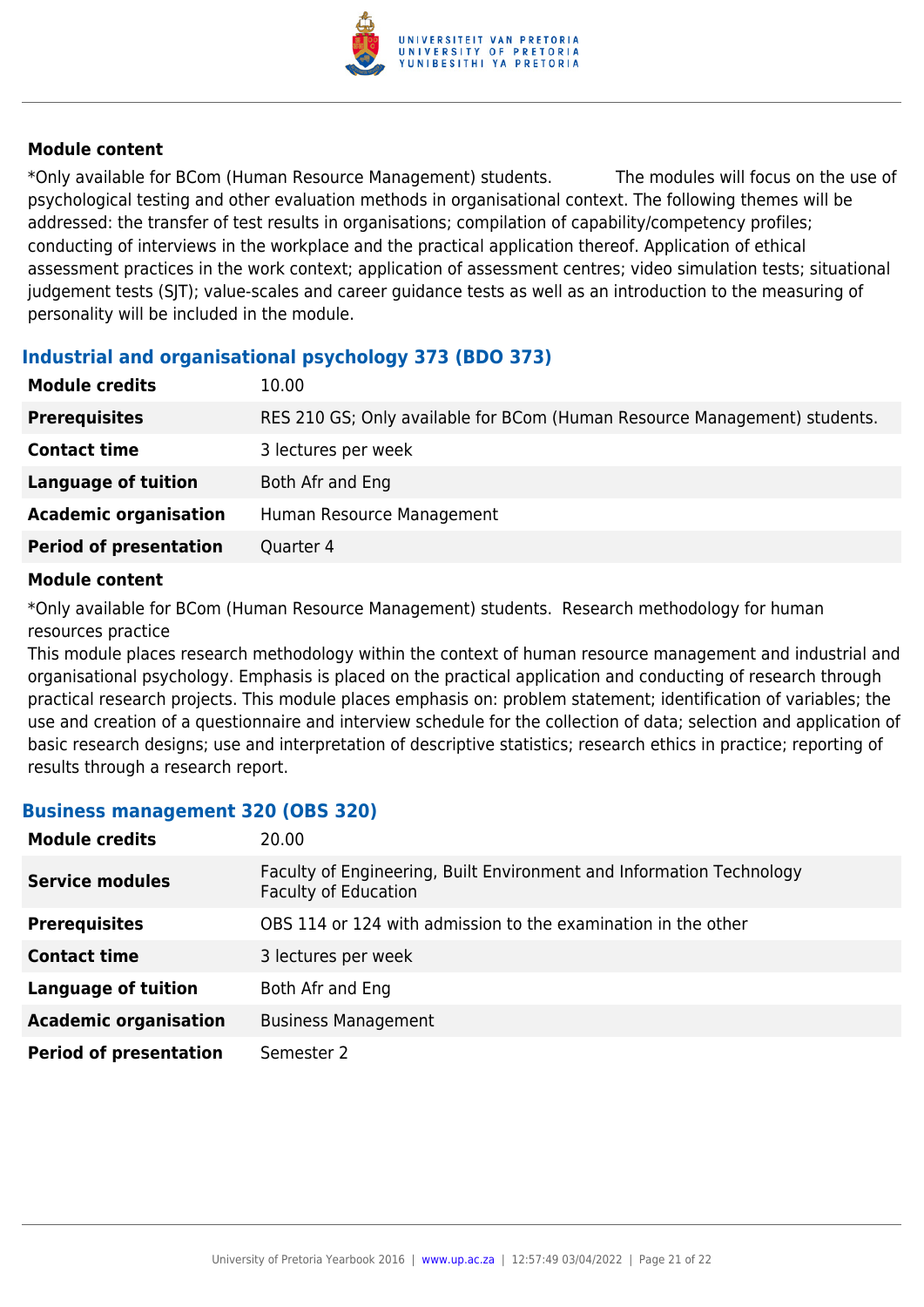**Module content**

*Only available for BCom (Human Resource Management) students. The modules will focus on the use of psychological testing and other evaluation methods in organisational context. The following themes will be addressed: the transfer of test results in organisations; compilation of capability/competency profiles; conducting of interviews in the workplace and the practical application thereof. Application of ethical assessment practices in the work context; application of assessment centres; video simulation tests; situational judgement tests (SJT); value-scales and career guidance tests as well as an introduction to the measuring of personality will be included in the module.

### Industrial and organisational psychology 373 (BDO 373)

| | |
|---|---|
| **Module credits** | 10.00 |
| **Prerequisites** | RES 210 GS; Only available for BCom (Human Resource Management) students. |
| **Contact time** | 3 lectures per week |
| **Language of tuition** | Both Afr and Eng |
| **Academic organisation** | Human Resource Management |
| **Period of presentation** | Quarter 4 |

**Module content**

*Only available for BCom (Human Resource Management) students. Research methodology for human resources practice
This module places research methodology within the context of human resource management and industrial and organisational psychology. Emphasis is placed on the practical application and conducting of research through practical research projects. This module places emphasis on: problem statement; identification of variables; the use and creation of a questionnaire and interview schedule for the collection of data; selection and application of basic research designs; use and interpretation of descriptive statistics; research ethics in practice; reporting of results through a research report.

### Business management 320 (OBS 320)

| | |
|---|---|
| **Module credits** | 20.00 |
| **Service modules** | Faculty of Engineering, Built Environment and Information Technology<br>Faculty of Education |
| **Prerequisites** | OBS 114 or 124 with admission to the examination in the other |
| **Contact time** | 3 lectures per week |
| **Language of tuition** | Both Afr and Eng |
| **Academic organisation** | Business Management |
| **Period of presentation** | Semester 2 |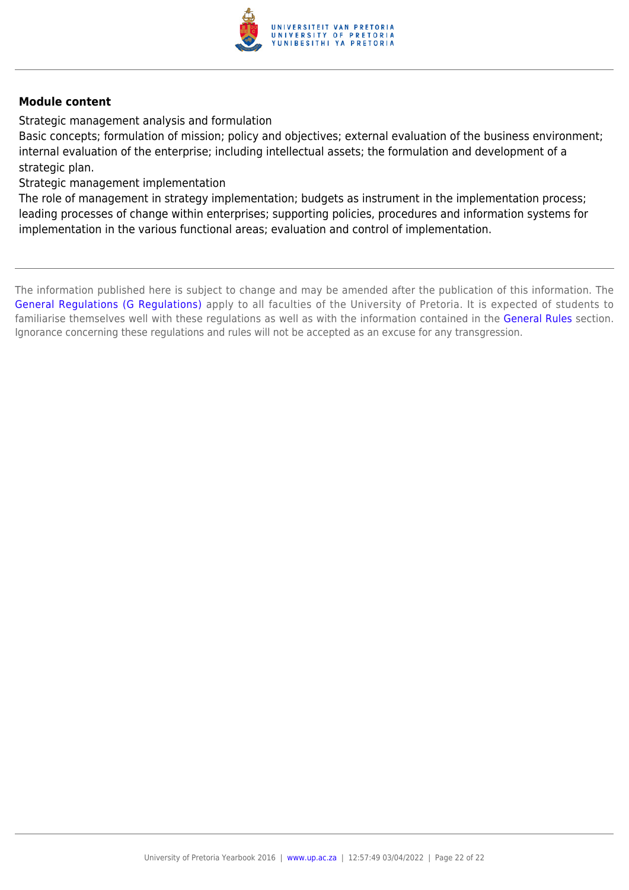**Module content**

Strategic management analysis and formulation

Basic concepts; formulation of mission; policy and objectives; external evaluation of the business environment; internal evaluation of the enterprise; including intellectual assets; the formulation and development of a strategic plan.

Strategic management implementation

The role of management in strategy implementation; budgets as instrument in the implementation process; leading processes of change within enterprises; supporting policies, procedures and information systems for implementation in the various functional areas; evaluation and control of implementation.

The information published here is subject to change and may be amended after the publication of this information. The General Regulations (G Regulations) apply to all faculties of the University of Pretoria. It is expected of students to familiarise themselves well with these regulations as well as with the information contained in the General Rules section. Ignorance concerning these regulations and rules will not be accepted as an excuse for any transgression.